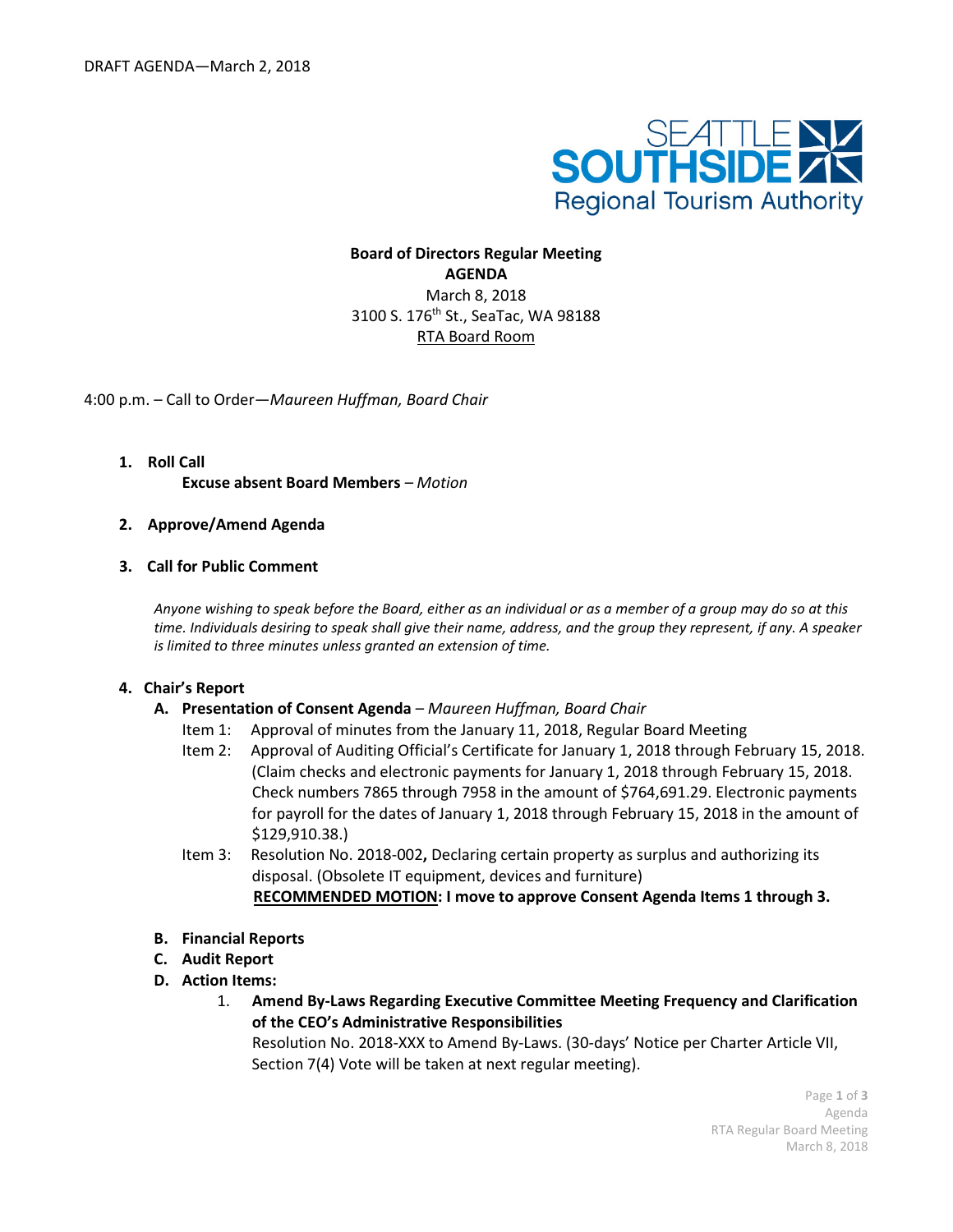DRAFT AGENDA—March 2, 2018

SEATTLE SOUTHSIDE
Regional Tourism Authority

**Board of Directors Regular Meeting**
**AGENDA**
March 8, 2018
3100 S. 176th St., SeaTac, WA 98188
RTA Board Room

4:00 p.m. – Call to Order—*Maureen Huffman, Board Chair*

1. **Roll Call**
   **Excuse absent Board Members** – *Motion*

2. **Approve/Amend Agenda**

3. **Call for Public Comment**

   *Anyone wishing to speak before the Board, either as an individual or as a member of a group may do so at this time. Individuals desiring to speak shall give their name, address, and the group they represent, if any. A speaker is limited to three minutes unless granted an extension of time.*

4. **Chair's Report**

   A. **Presentation of Consent Agenda** – *Maureen Huffman, Board Chair*

   Item 1: Approval of minutes from the January 11, 2018, Regular Board Meeting

   Item 2: Approval of Auditing Official's Certificate for January 1, 2018 through February 15, 2018. (Claim checks and electronic payments for January 1, 2018 through February 15, 2018. Check numbers 7865 through 7958 in the amount of $764,691.29. Electronic payments for payroll for the dates of January 1, 2018 through February 15, 2018 in the amount of $129,910.38.)

   Item 3: Resolution No. 2018-002**,** Declaring certain property as surplus and authorizing its disposal. (Obsolete IT equipment, devices and furniture)

   **RECOMMENDED MOTION: I move to approve Consent Agenda Items 1 through 3.**

   B. **Financial Reports**

   C. **Audit Report**

   D. **Action Items:**

      1. **Amend By-Laws Regarding Executive Committee Meeting Frequency and Clarification of the CEO's Administrative Responsibilities**
         Resolution No. 2018-XXX to Amend By-Laws. (30-days' Notice per Charter Article VII, Section 7(4) Vote will be taken at next regular meeting).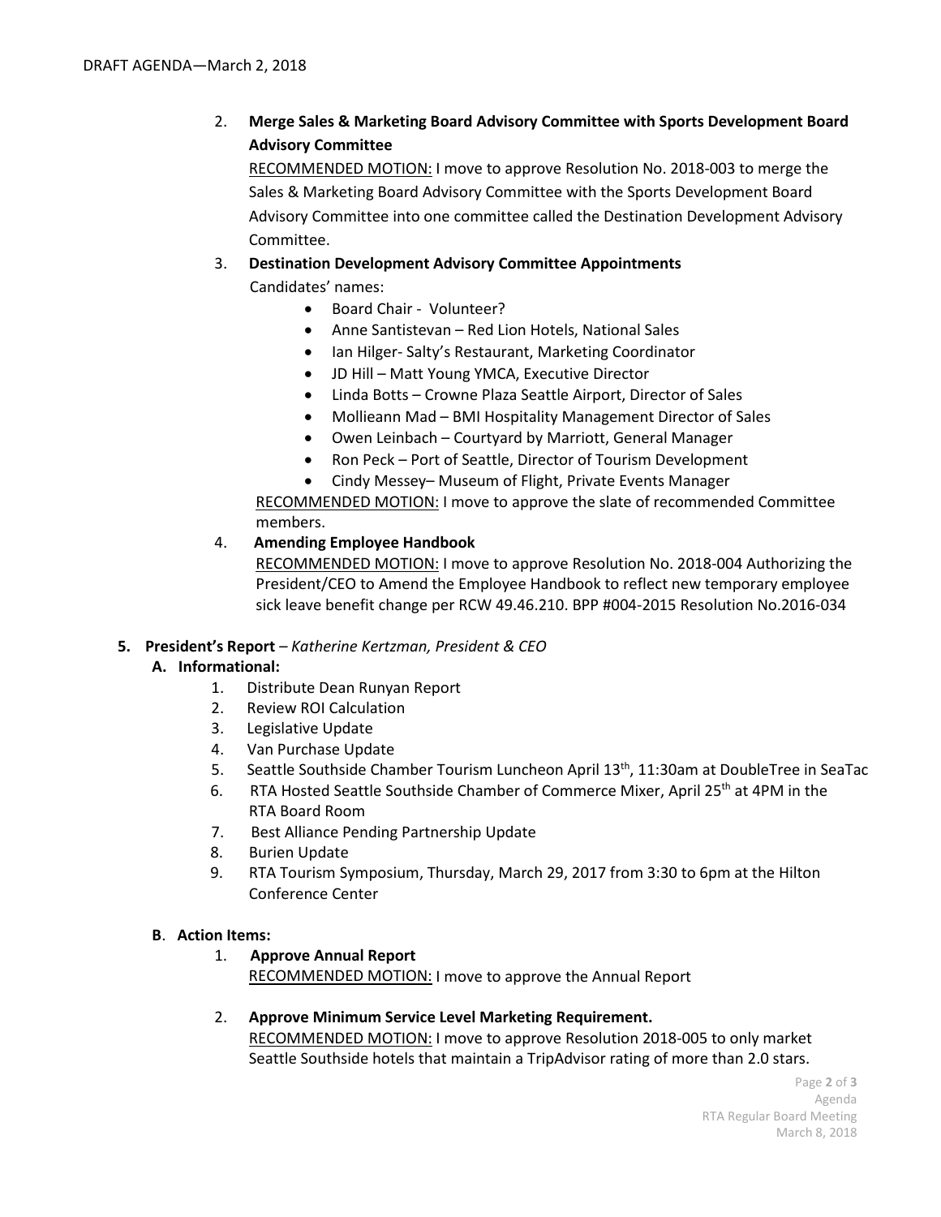2. **Merge Sales & Marketing Board Advisory Committee with Sports Development Board Advisory Committee**
   RECOMMENDED MOTION: I move to approve Resolution No. 2018-003 to merge the Sales & Marketing Board Advisory Committee with the Sports Development Board Advisory Committee into one committee called the Destination Development Advisory Committee.

3. **Destination Development Advisory Committee Appointments**
   Candidates' names:
   - Board Chair - Volunteer?
   - Anne Santistevan – Red Lion Hotels, National Sales
   - Ian Hilger- Salty's Restaurant, Marketing Coordinator
   - JD Hill – Matt Young YMCA, Executive Director
   - Linda Botts – Crowne Plaza Seattle Airport, Director of Sales
   - Mollieann Mad – BMI Hospitality Management Director of Sales
   - Owen Leinbach – Courtyard by Marriott, General Manager
   - Ron Peck – Port of Seattle, Director of Tourism Development
   - Cindy Messey– Museum of Flight, Private Events Manager

   RECOMMENDED MOTION: I move to approve the slate of recommended Committee members.

4. **Amending Employee Handbook**
   RECOMMENDED MOTION: I move to approve Resolution No. 2018-004 Authorizing the President/CEO to Amend the Employee Handbook to reflect new temporary employee sick leave benefit change per RCW 49.46.210. BPP #004-2015 Resolution No.2016-034

**5. President's Report** – *Katherine Kertzman, President & CEO*

**A. Informational:**

1. Distribute Dean Runyan Report
2. Review ROI Calculation
3. Legislative Update
4. Van Purchase Update
5. Seattle Southside Chamber Tourism Luncheon April 13th, 11:30am at DoubleTree in SeaTac
6. RTA Hosted Seattle Southside Chamber of Commerce Mixer, April 25th at 4PM in the RTA Board Room
7. Best Alliance Pending Partnership Update
8. Burien Update
9. RTA Tourism Symposium, Thursday, March 29, 2017 from 3:30 to 6pm at the Hilton Conference Center

**B. Action Items:**

1. **Approve Annual Report**
   RECOMMENDED MOTION: I move to approve the Annual Report

2. **Approve Minimum Service Level Marketing Requirement.**
   RECOMMENDED MOTION: I move to approve Resolution 2018-005 to only market Seattle Southside hotels that maintain a TripAdvisor rating of more than 2.0 stars.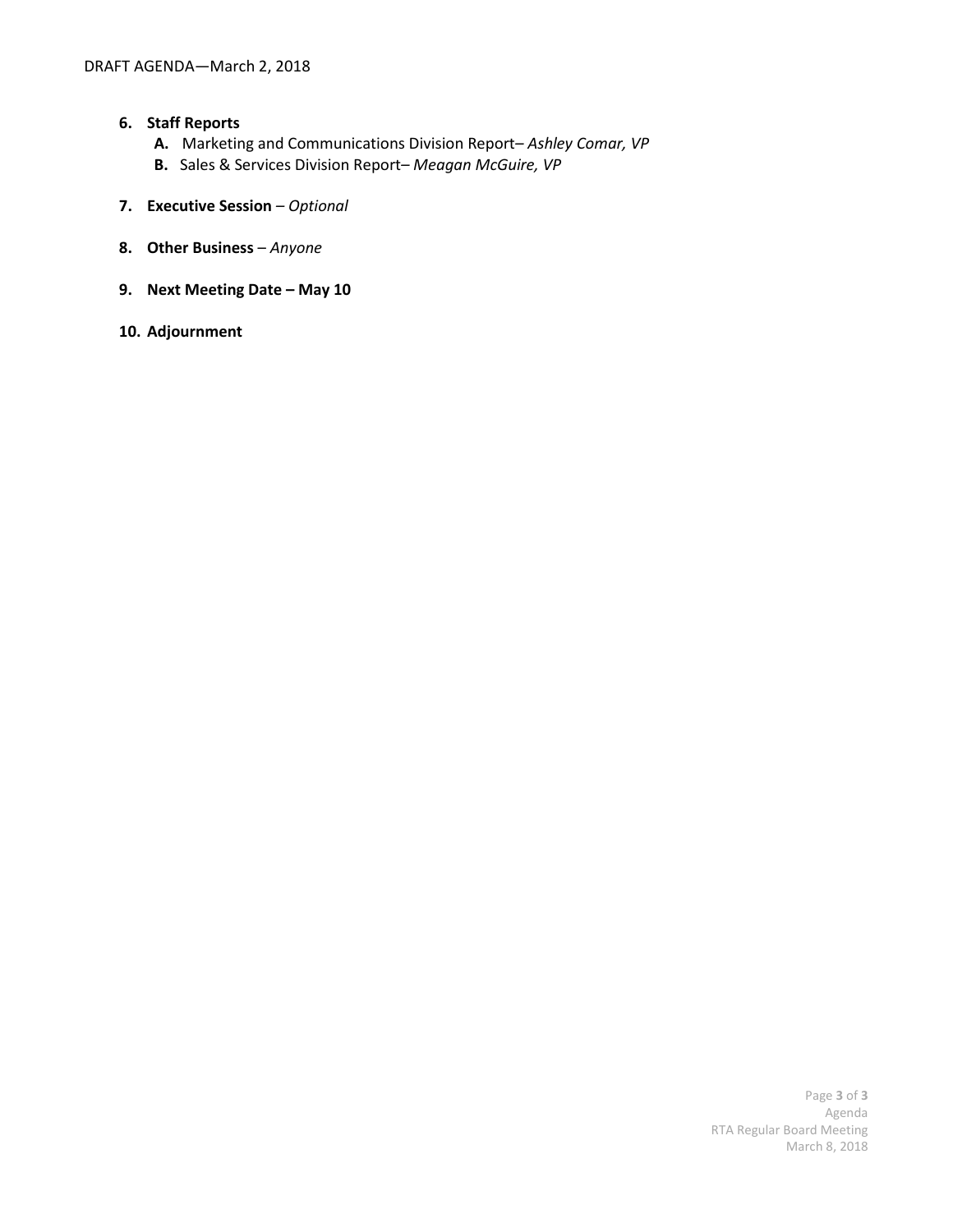6. **Staff Reports**
   - **A.** Marketing and Communications Division Report– *Ashley Comar, VP*
   - **B.** Sales & Services Division Report– *Meagan McGuire, VP*

7. **Executive Session** – *Optional*

8. **Other Business** – *Anyone*

9. **Next Meeting Date – May 10**

10. **Adjournment**